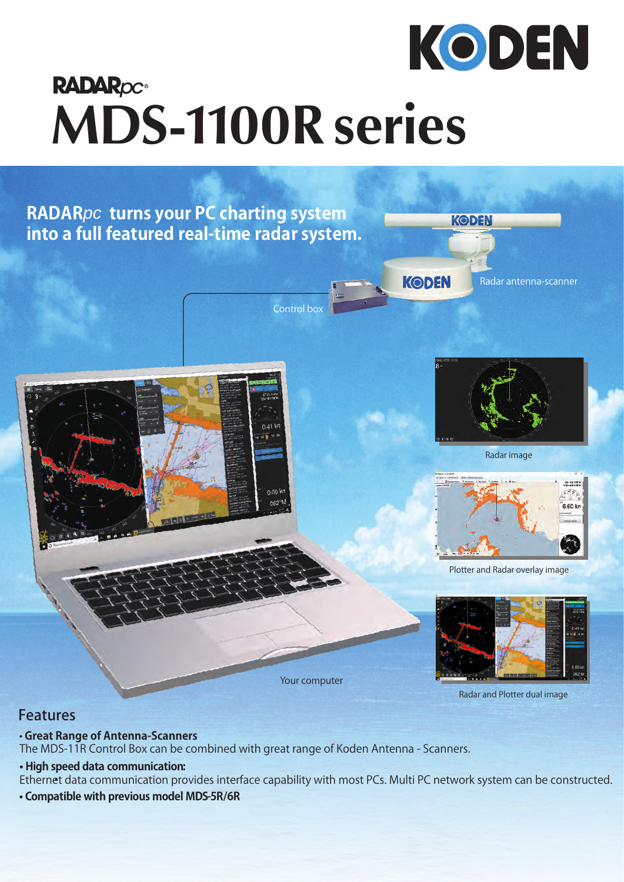KODEN

RADARpc®

# MDS-1100R series

## RADARpc turns your PC charting system into a full featured real-time radar system.

Radar antenna-scanner

Control box

Radar image

Plotter and Radar overlay image

Your computer

Radar and Plotter dual image

## Features

- **Great Range of Antenna-Scanners**
  The MDS-11R Control Box can be combined with great range of Koden Antenna - Scanners.
- **High speed data communication:**
  Ethernet data communication provides interface capability with most PCs. Multi PC network system can be constructed.
- **Compatible with previous model MDS-5R/6R**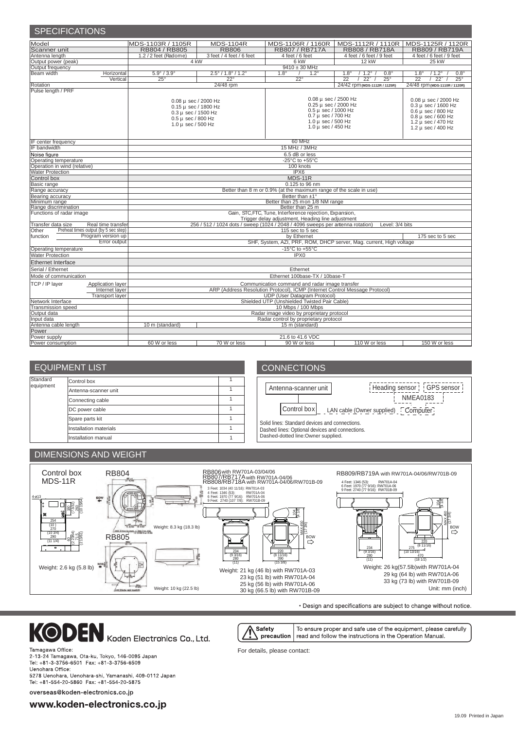## SPECIFICATIONS

| Model | | MDS-1103R / 1105R | MDS-1104R | MDS-1106R / 1160R | MDS-1112R / 1110R | MDS-1125R / 1120R |
|---|---|---|---|---|---|---|
| Scanner unit | | RB804 / RB805 | RB806 | RB807 / RB717A | RB808 / RB718A | RB809 / RB719A |
| Antenna length | | 1.2 / 2 feet (Radome) | 3 feet / 4 feet / 6 feet | 4 feet / 6 feet | 4 feet / 6 feet / 9 feet | 4 feet / 6 feet / 9 feet |
| Output power (peak) | | 4 kW | | 6 kW | 12 kW | 25 kW |
| Output frequency | | 9410 ± 30 MHz | | | | |
| Beam width | Horizontal | 5.9° / 3.9° | 2.5° / 1.8° / 1.2° | 1.8° / 1.2° | 1.8° / 1.2° / 0.8° | 1.8° / 1.2° / 0.8° |
| | Vertical | 25° | 22° | 22° | 22 / 22° / 25° | 22 / 22° / 25° |
| Rotation | | 24/48 rpm | | | 24/42 rpm (MDS-1112R / 1125R) | 24/48 rpm (MDS-1110R / 1120R) |
| Pulse length / PRF | | 0.08 µ sec / 2000 Hz<br>0.15 µ sec / 1800 Hz<br>0.3 µ sec / 1500 Hz<br>0.5 µ sec / 800 Hz<br>1.0 µ sec / 500 Hz | | 0.08 µ sec / 2500 Hz<br>0.25 µ sec / 2000 Hz<br>0.5 µ sec / 1000 Hz<br>0.7 µ sec / 700 Hz<br>1.0 µ sec / 500 Hz<br>1.0 µ sec / 450 Hz | | 0.08 µ sec / 2000 Hz<br>0.3 µ sec / 1600 Hz<br>0.6 µ sec / 800 Hz<br>0.8 µ sec / 600 Hz<br>1.2 µ sec / 470 Hz<br>1.2 µ sec / 400 Hz |
| IF center frequency | | 60 MHz | | | | |
| IF bandwidth | | 15 MHz / 3MHz | | | | |
| Noise figure | | 6.5 dB or less | | | | |
| Operating temperature | | -25°C to +55°C | | | | |
| Operation in wind (relative) | | 100 knots | | | | |
| Water Protection | | IPX6 | | | | |
| Control box | | MDS-11R | | | | |
| Basic range | | 0.125 to 96 nm | | | | |
| Range accuracy | | Better than 8 m or 0.9% (at the maximum range of the scale in use) | | | | |
| Bearing accuracy | | Better than ±1° | | | | |
| Minimum range | | Better than 25 m on 1/8 NM range | | | | |
| Range discrimination | | Better than 25 m | | | | |
| Functions of radar image | | Gain, STC,FTC, Tune, Interference rejection, Expansion, Trigger delay adjustment, Heading line adjustment | | | | |
| Transfer data size | Real time transfer | 256 / 512 / 1024 dots / sweep (1024 / 2048 / 4096 sweeps per antenna rotation) Level: 3/4 bits | | | | |
| Other function | Preheat times output (by 5 sec step) | 115 sec to 5 sec | | | | |
| | Program version up | by Ethernet | | | | 175 sec to 5 sec |
| | Error output | SHF, System, AZI, PRF, ROM, DHCP server, Mag. current, High voltage | | | | |
| Operating temperature | | -15°C to +55°C | | | | |
| Water Protection | | IPX0 | | | | |
| Ethernet Interface | | | | | | |
| Serial / Ethernet | | Ethernet | | | | |
| Mode of communication | | Ethernet 100base-TX / 10base-T | | | | |
| TCP / IP layer | Application layer | Communication command and radar image transfer | | | | |
| | Internet layer | ARP (Address Resolution Protocol), ICMP (Internet Control Message Protocol) | | | | |
| | Transport layer | UDP (User Datagram Protocol) | | | | |
| Network Interface | | Shielded UTP (Unshielded Twisted Pair Cable) | | | | |
| Transmission speed | | 10 Mbps / 100 Mbps | | | | |
| Output data | | Radar image video by proprietary protocol | | | | |
| Input data | | Radar control by proprietary protocol | | | | |
| Antenna cable length | | 10 m (standard) | 15 m (standard) | | | |
| Power | | | | | | |
| Power supply | | 21.6 to 41.6 VDC | | | | |
| Power consumption | | 60 W or less | 70 W or less | 90 W or less | 110 W or less | 150 W or less |

## EQUIPMENT LIST

| | | |
|---|---|---|
| Standard equipment | Control box | 1 |
| | Antenna-scanner unit | 1 |
| | Connecting cable | 1 |
| | DC power cable | 1 |
| | Spare parts kit | 1 |
| | Installation materials | 1 |
| | Installation manual | 1 |

## CONNECTIONS

Antenna-scanner unit

Heading sensor

GPS sensor

NMEA0183

Control box

LAN cable (Owner supplied)

Computer

Solid lines: Standard devices and connections.
Dashed lines: Optional devices and connections.
Dashed-dotted line:Owner supplied.

## DIMENSIONS AND WEIGHT

Control box MDS-11R

Weight: 2.6 kg (5.8 lb)

RB804

Weight: 8.3 kg (18.3 lb)

RB805

Weight: 10 kg (22.5 lb)

RB806 with RW701A-03/04/06
RB807/RB717A with RW701A-04/06
RB808/RB718A with RW701A-04/06/RW701B-09

3 Feet: 1034 (40 11/16): RW701A-03
4 Feet: 1346 (53): RW701A-04
6 Feet: 1970 (77 9/16): RW701A-06
9 Feet: 2740 (107 7/8): RW701B-09

Weight: 21 kg (46 lb) with RW701A-03
23 kg (51 lb) with RW701A-04
25 kg (56 lb) with RW701A-06
30 kg (66.5 lb) with RW701B-09

RB809/RB719A with RW701A-04/06/RW701B-09

4 Feet: 1346 (53): RW701A-04
6 Feet: 1970 (77 9/16): RW701A-06
9 Feet: 2740 (107 7/8): RW701B-09

Weight: 26 kg(57.5lb)with RW701A-04
29 kg (64 lb) with RW701A-06
33 kg (73 lb) with RW701B-09

Unit: mm (inch)

・Design and specifications are subject to change without notice.

**KODEN** Koden Electronics Co., Ltd.

Tamagawa Office:
2-13-24 Tamagawa, Ota-ku, Tokyo, 146-0095 Japan
Tel: +81-3-3756-6501 Fax: +81-3-3756-6509
Uenohara Office:
5278 Uenohara, Uenohara-shi, Yamanashi, 409-0112 Japan
Tel: +81-554-20-5860 Fax: +81-554-20-5875

overseas@koden-electronics.co.jp

**www.koden-electronics.co.jp**

| Safety precaution | To ensure proper and safe use of the equipment, please carefully read and follow the instructions in the Operation Manual. |
|---|---|

For details, please contact:

19.09 Printed in Japan